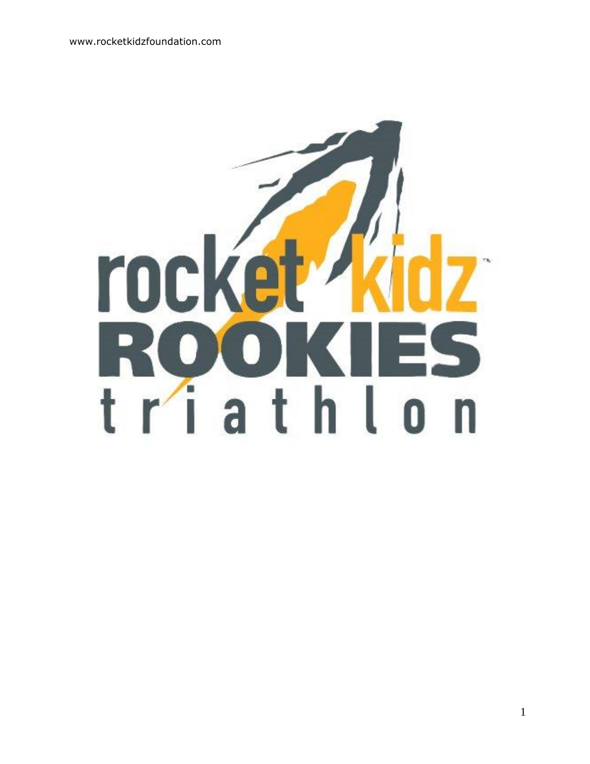www.rocketkidzfoundation.com

# rocket kidz ROOKIES triathlon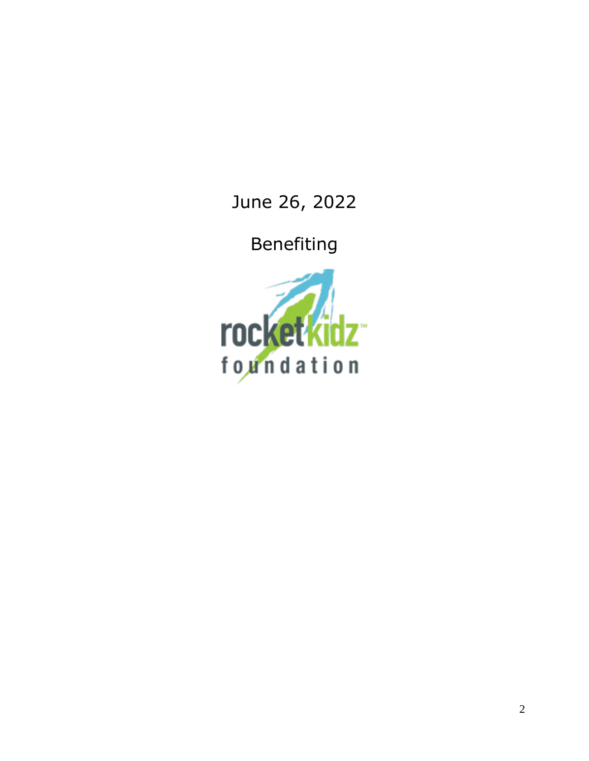June 26, 2022

Benefiting

rocketkidz™
foundation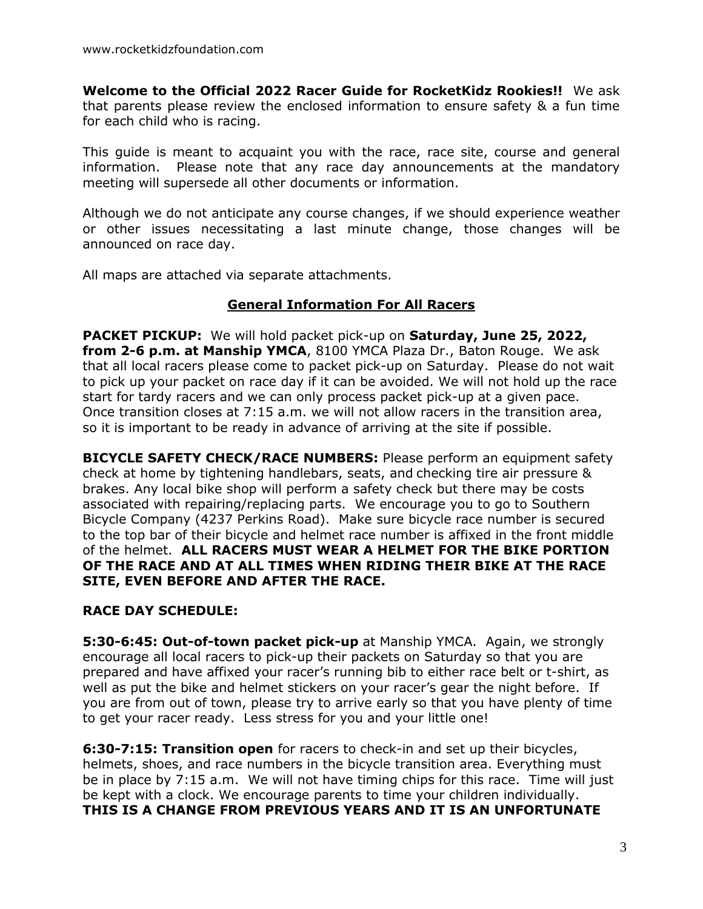**Welcome to the Official 2022 Racer Guide for RocketKidz Rookies!!** We ask that parents please review the enclosed information to ensure safety & a fun time for each child who is racing.

This guide is meant to acquaint you with the race, race site, course and general information. Please note that any race day announcements at the mandatory meeting will supersede all other documents or information.

Although we do not anticipate any course changes, if we should experience weather or other issues necessitating a last minute change, those changes will be announced on race day.

All maps are attached via separate attachments.

## General Information For All Racers

**PACKET PICKUP:** We will hold packet pick-up on **Saturday, June 25, 2022, from 2-6 p.m. at Manship YMCA**, 8100 YMCA Plaza Dr., Baton Rouge. We ask that all local racers please come to packet pick-up on Saturday. Please do not wait to pick up your packet on race day if it can be avoided. We will not hold up the race start for tardy racers and we can only process packet pick-up at a given pace. Once transition closes at 7:15 a.m. we will not allow racers in the transition area, so it is important to be ready in advance of arriving at the site if possible.

**BICYCLE SAFETY CHECK/RACE NUMBERS:** Please perform an equipment safety check at home by tightening handlebars, seats, and checking tire air pressure & brakes. Any local bike shop will perform a safety check but there may be costs associated with repairing/replacing parts. We encourage you to go to Southern Bicycle Company (4237 Perkins Road). Make sure bicycle race number is secured to the top bar of their bicycle and helmet race number is affixed in the front middle of the helmet. **ALL RACERS MUST WEAR A HELMET FOR THE BIKE PORTION OF THE RACE AND AT ALL TIMES WHEN RIDING THEIR BIKE AT THE RACE SITE, EVEN BEFORE AND AFTER THE RACE.**

**RACE DAY SCHEDULE:**

**5:30-6:45: Out-of-town packet pick-up** at Manship YMCA. Again, we strongly encourage all local racers to pick-up their packets on Saturday so that you are prepared and have affixed your racer's running bib to either race belt or t-shirt, as well as put the bike and helmet stickers on your racer's gear the night before. If you are from out of town, please try to arrive early so that you have plenty of time to get your racer ready. Less stress for you and your little one!

**6:30-7:15: Transition open** for racers to check-in and set up their bicycles, helmets, shoes, and race numbers in the bicycle transition area. Everything must be in place by 7:15 a.m. We will not have timing chips for this race. Time will just be kept with a clock. We encourage parents to time your children individually. **THIS IS A CHANGE FROM PREVIOUS YEARS AND IT IS AN UNFORTUNATE**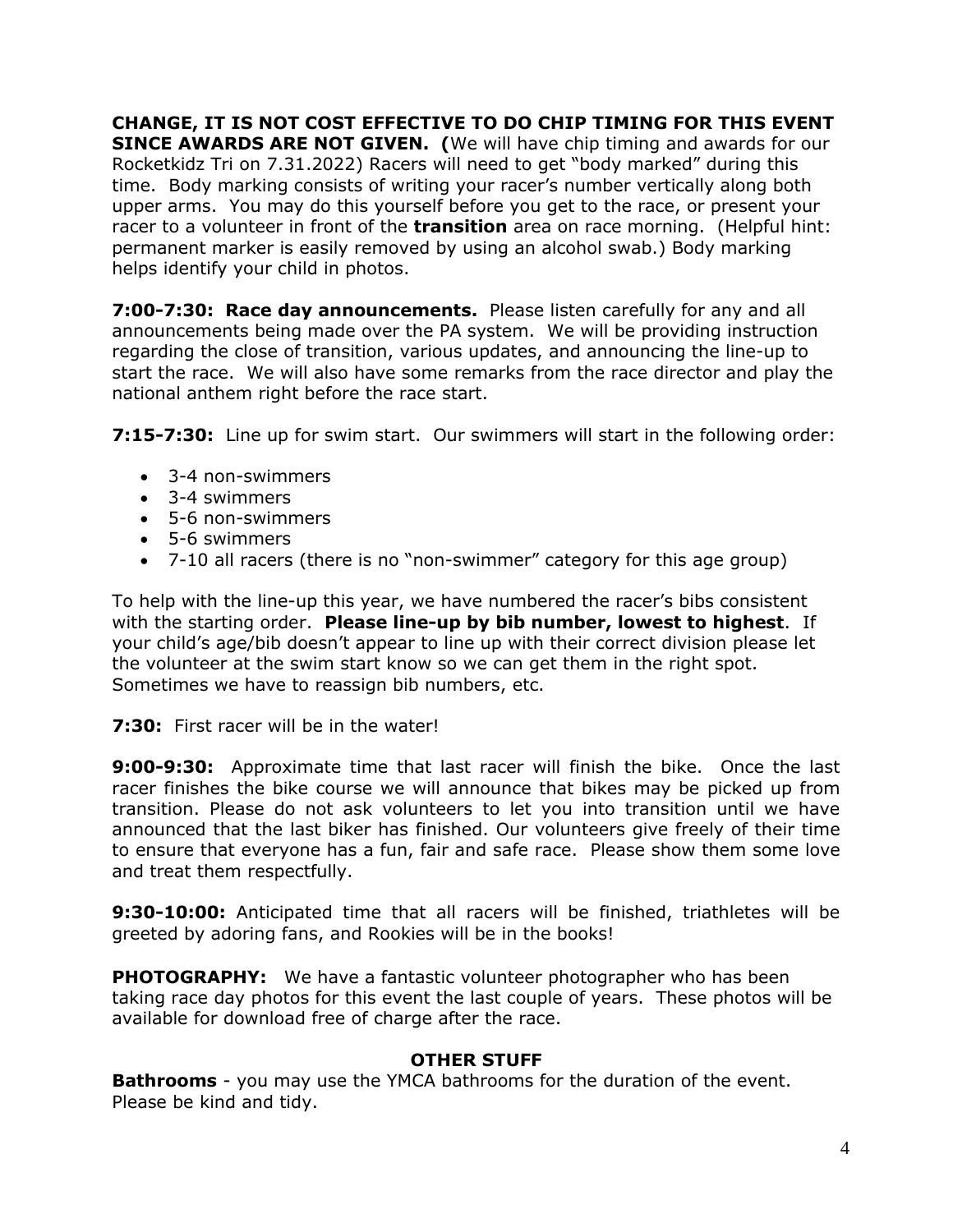**CHANGE, IT IS NOT COST EFFECTIVE TO DO CHIP TIMING FOR THIS EVENT SINCE AWARDS ARE NOT GIVEN. (**We will have chip timing and awards for our Rocketkidz Tri on 7.31.2022) Racers will need to get "body marked" during this time. Body marking consists of writing your racer's number vertically along both upper arms. You may do this yourself before you get to the race, or present your racer to a volunteer in front of the **transition** area on race morning. (Helpful hint: permanent marker is easily removed by using an alcohol swab.) Body marking helps identify your child in photos.

**7:00-7:30: Race day announcements.** Please listen carefully for any and all announcements being made over the PA system. We will be providing instruction regarding the close of transition, various updates, and announcing the line-up to start the race. We will also have some remarks from the race director and play the national anthem right before the race start.

**7:15-7:30:** Line up for swim start. Our swimmers will start in the following order:

- 3-4 non-swimmers
- 3-4 swimmers
- 5-6 non-swimmers
- 5-6 swimmers
- 7-10 all racers (there is no "non-swimmer" category for this age group)

To help with the line-up this year, we have numbered the racer's bibs consistent with the starting order. **Please line-up by bib number, lowest to highest**. If your child's age/bib doesn't appear to line up with their correct division please let the volunteer at the swim start know so we can get them in the right spot. Sometimes we have to reassign bib numbers, etc.

**7:30:** First racer will be in the water!

**9:00-9:30:** Approximate time that last racer will finish the bike. Once the last racer finishes the bike course we will announce that bikes may be picked up from transition. Please do not ask volunteers to let you into transition until we have announced that the last biker has finished. Our volunteers give freely of their time to ensure that everyone has a fun, fair and safe race. Please show them some love and treat them respectfully.

**9:30-10:00:** Anticipated time that all racers will be finished, triathletes will be greeted by adoring fans, and Rookies will be in the books!

**PHOTOGRAPHY:** We have a fantastic volunteer photographer who has been taking race day photos for this event the last couple of years. These photos will be available for download free of charge after the race.

## OTHER STUFF

**Bathrooms** - you may use the YMCA bathrooms for the duration of the event. Please be kind and tidy.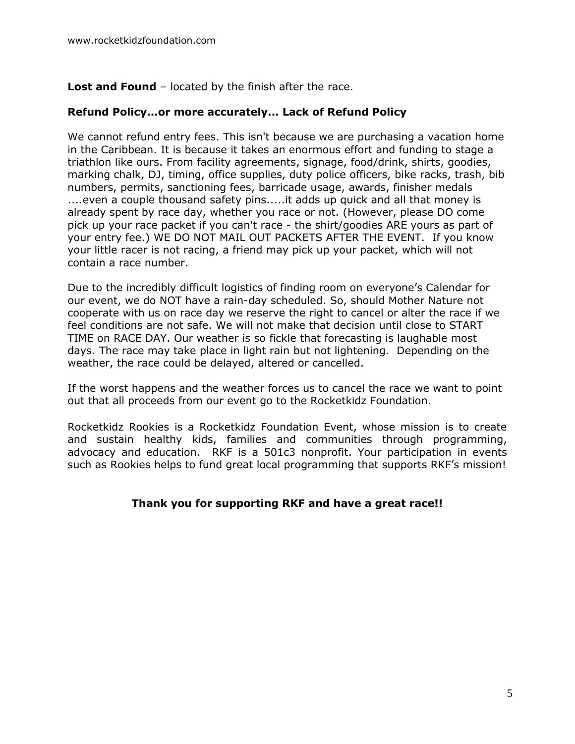**Lost and Found** – located by the finish after the race.

**Refund Policy...or more accurately... Lack of Refund Policy**

We cannot refund entry fees. This isn't because we are purchasing a vacation home in the Caribbean. It is because it takes an enormous effort and funding to stage a triathlon like ours. From facility agreements, signage, food/drink, shirts, goodies, marking chalk, DJ, timing, office supplies, duty police officers, bike racks, trash, bib numbers, permits, sanctioning fees, barricade usage, awards, finisher medals ....even a couple thousand safety pins.....it adds up quick and all that money is already spent by race day, whether you race or not. (However, please DO come pick up your race packet if you can't race - the shirt/goodies ARE yours as part of your entry fee.) WE DO NOT MAIL OUT PACKETS AFTER THE EVENT. If you know your little racer is not racing, a friend may pick up your packet, which will not contain a race number.

Due to the incredibly difficult logistics of finding room on everyone's Calendar for our event, we do NOT have a rain-day scheduled. So, should Mother Nature not cooperate with us on race day we reserve the right to cancel or alter the race if we feel conditions are not safe. We will not make that decision until close to START TIME on RACE DAY. Our weather is so fickle that forecasting is laughable most days. The race may take place in light rain but not lightening. Depending on the weather, the race could be delayed, altered or cancelled.

If the worst happens and the weather forces us to cancel the race we want to point out that all proceeds from our event go to the Rocketkidz Foundation.

Rocketkidz Rookies is a Rocketkidz Foundation Event, whose mission is to create and sustain healthy kids, families and communities through programming, advocacy and education. RKF is a 501c3 nonprofit. Your participation in events such as Rookies helps to fund great local programming that supports RKF's mission!

**Thank you for supporting RKF and have a great race!!**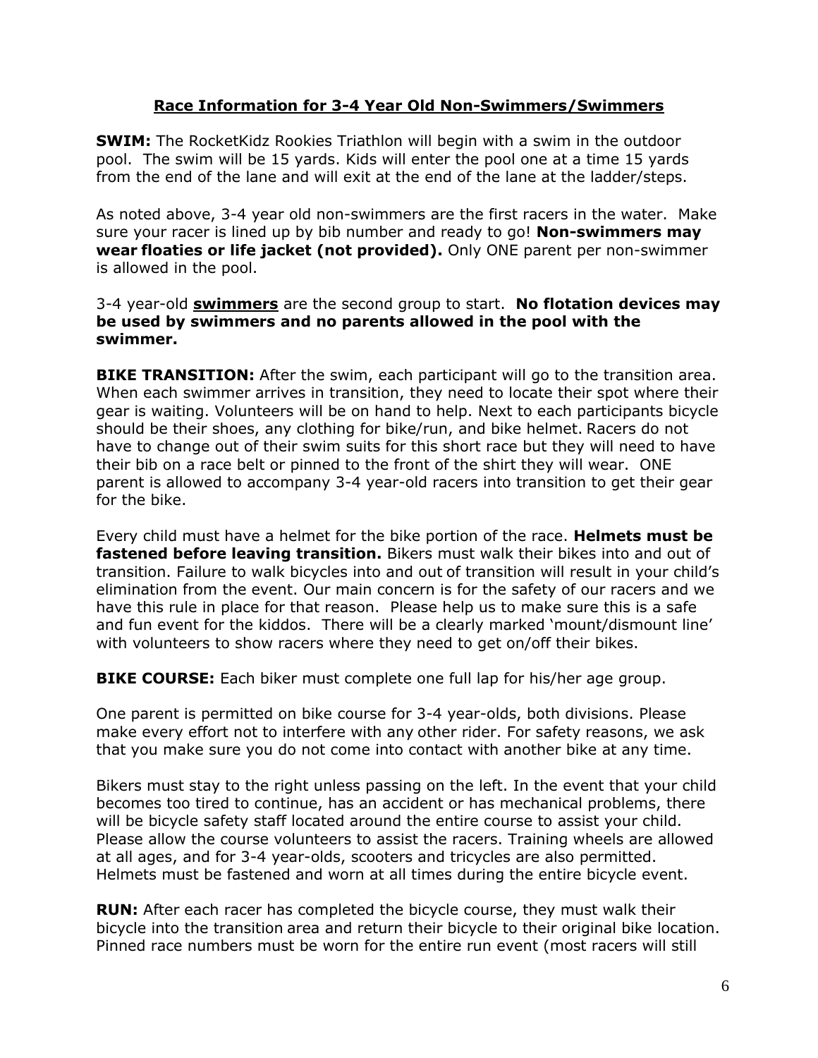## Race Information for 3-4 Year Old Non-Swimmers/Swimmers

**SWIM:** The RocketKidz Rookies Triathlon will begin with a swim in the outdoor pool. The swim will be 15 yards. Kids will enter the pool one at a time 15 yards from the end of the lane and will exit at the end of the lane at the ladder/steps.

As noted above, 3-4 year old non-swimmers are the first racers in the water. Make sure your racer is lined up by bib number and ready to go! **Non-swimmers may wear floaties or life jacket (not provided).** Only ONE parent per non-swimmer is allowed in the pool.

3-4 year-old **swimmers** are the second group to start. **No flotation devices may be used by swimmers and no parents allowed in the pool with the swimmer.**

**BIKE TRANSITION:** After the swim, each participant will go to the transition area. When each swimmer arrives in transition, they need to locate their spot where their gear is waiting. Volunteers will be on hand to help. Next to each participants bicycle should be their shoes, any clothing for bike/run, and bike helmet. Racers do not have to change out of their swim suits for this short race but they will need to have their bib on a race belt or pinned to the front of the shirt they will wear. ONE parent is allowed to accompany 3-4 year-old racers into transition to get their gear for the bike.

Every child must have a helmet for the bike portion of the race. **Helmets must be fastened before leaving transition.** Bikers must walk their bikes into and out of transition. Failure to walk bicycles into and out of transition will result in your child's elimination from the event. Our main concern is for the safety of our racers and we have this rule in place for that reason. Please help us to make sure this is a safe and fun event for the kiddos. There will be a clearly marked 'mount/dismount line' with volunteers to show racers where they need to get on/off their bikes.

**BIKE COURSE:** Each biker must complete one full lap for his/her age group.

One parent is permitted on bike course for 3-4 year-olds, both divisions. Please make every effort not to interfere with any other rider. For safety reasons, we ask that you make sure you do not come into contact with another bike at any time.

Bikers must stay to the right unless passing on the left. In the event that your child becomes too tired to continue, has an accident or has mechanical problems, there will be bicycle safety staff located around the entire course to assist your child. Please allow the course volunteers to assist the racers. Training wheels are allowed at all ages, and for 3-4 year-olds, scooters and tricycles are also permitted. Helmets must be fastened and worn at all times during the entire bicycle event.

**RUN:** After each racer has completed the bicycle course, they must walk their bicycle into the transition area and return their bicycle to their original bike location. Pinned race numbers must be worn for the entire run event (most racers will still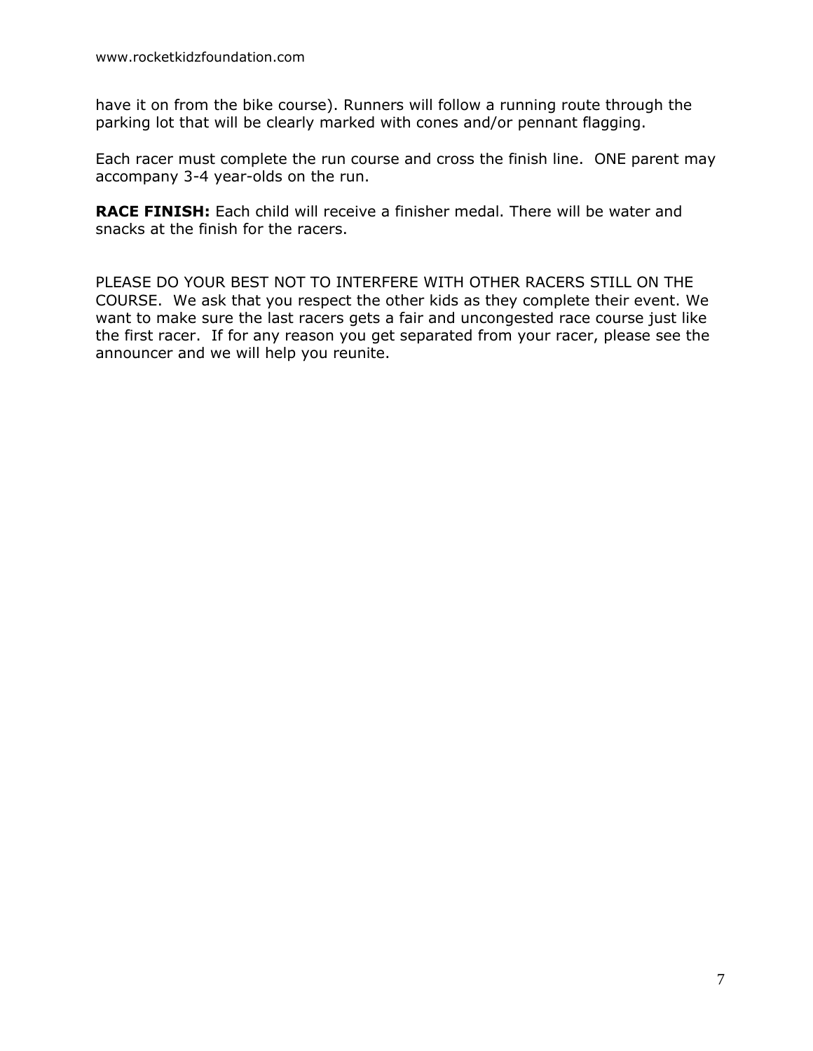have it on from the bike course). Runners will follow a running route through the parking lot that will be clearly marked with cones and/or pennant flagging.

Each racer must complete the run course and cross the finish line. ONE parent may accompany 3-4 year-olds on the run.

**RACE FINISH:** Each child will receive a finisher medal. There will be water and snacks at the finish for the racers.

PLEASE DO YOUR BEST NOT TO INTERFERE WITH OTHER RACERS STILL ON THE COURSE. We ask that you respect the other kids as they complete their event. We want to make sure the last racers gets a fair and uncongested race course just like the first racer. If for any reason you get separated from your racer, please see the announcer and we will help you reunite.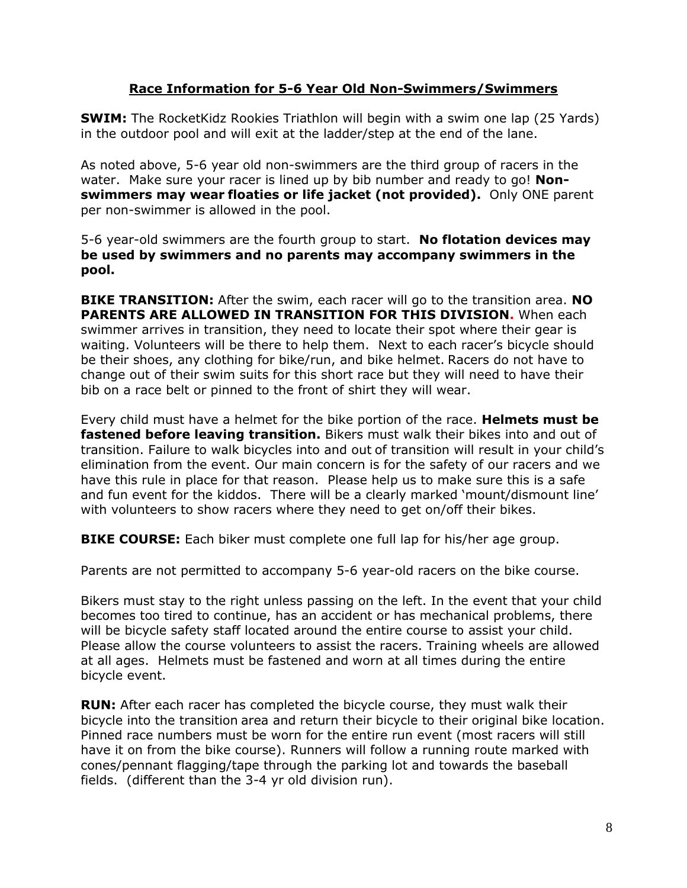## <u>Race Information for 5-6 Year Old Non-Swimmers/Swimmers</u>

**SWIM:** The RocketKidz Rookies Triathlon will begin with a swim one lap (25 Yards) in the outdoor pool and will exit at the ladder/step at the end of the lane.

As noted above, 5-6 year old non-swimmers are the third group of racers in the water. Make sure your racer is lined up by bib number and ready to go! **Non-swimmers may wear floaties or life jacket (not provided).** Only ONE parent per non-swimmer is allowed in the pool.

5-6 year-old swimmers are the fourth group to start. **No flotation devices may be used by swimmers and no parents may accompany swimmers in the pool.**

**BIKE TRANSITION:** After the swim, each racer will go to the transition area. **NO PARENTS ARE ALLOWED IN TRANSITION FOR THIS DIVISION.** When each swimmer arrives in transition, they need to locate their spot where their gear is waiting. Volunteers will be there to help them. Next to each racer's bicycle should be their shoes, any clothing for bike/run, and bike helmet. Racers do not have to change out of their swim suits for this short race but they will need to have their bib on a race belt or pinned to the front of shirt they will wear.

Every child must have a helmet for the bike portion of the race. **Helmets must be fastened before leaving transition.** Bikers must walk their bikes into and out of transition. Failure to walk bicycles into and out of transition will result in your child's elimination from the event. Our main concern is for the safety of our racers and we have this rule in place for that reason. Please help us to make sure this is a safe and fun event for the kiddos. There will be a clearly marked 'mount/dismount line' with volunteers to show racers where they need to get on/off their bikes.

**BIKE COURSE:** Each biker must complete one full lap for his/her age group.

Parents are not permitted to accompany 5-6 year-old racers on the bike course.

Bikers must stay to the right unless passing on the left. In the event that your child becomes too tired to continue, has an accident or has mechanical problems, there will be bicycle safety staff located around the entire course to assist your child. Please allow the course volunteers to assist the racers. Training wheels are allowed at all ages. Helmets must be fastened and worn at all times during the entire bicycle event.

**RUN:** After each racer has completed the bicycle course, they must walk their bicycle into the transition area and return their bicycle to their original bike location. Pinned race numbers must be worn for the entire run event (most racers will still have it on from the bike course). Runners will follow a running route marked with cones/pennant flagging/tape through the parking lot and towards the baseball fields. (different than the 3-4 yr old division run).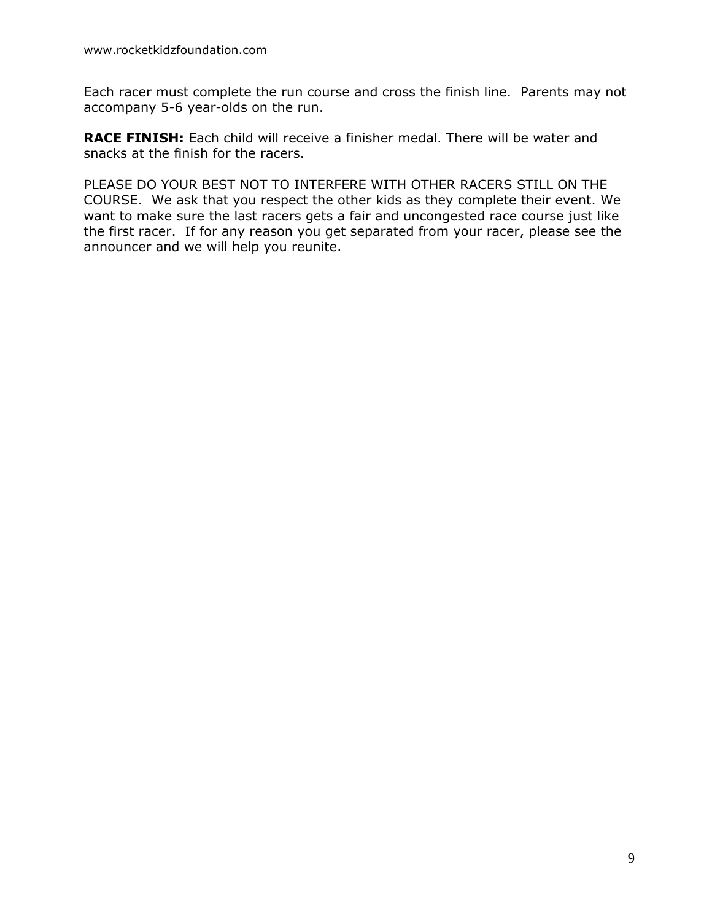Each racer must complete the run course and cross the finish line.  Parents may not accompany 5-6 year-olds on the run.

**RACE FINISH:** Each child will receive a finisher medal. There will be water and snacks at the finish for the racers.

PLEASE DO YOUR BEST NOT TO INTERFERE WITH OTHER RACERS STILL ON THE COURSE.  We ask that you respect the other kids as they complete their event. We want to make sure the last racers gets a fair and uncongested race course just like the first racer.  If for any reason you get separated from your racer, please see the announcer and we will help you reunite.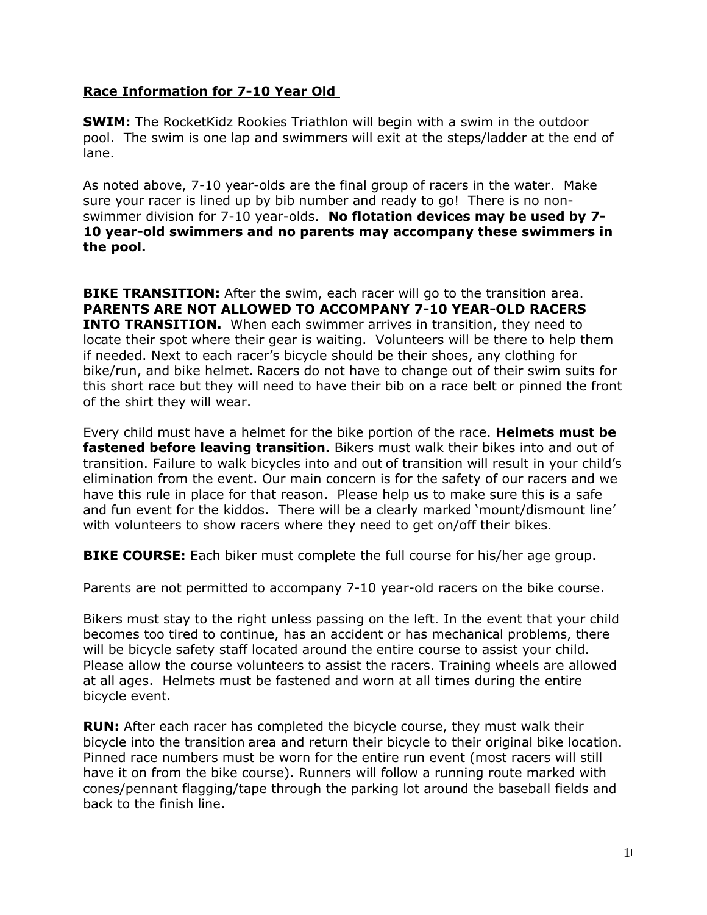**<u>Race Information for 7-10 Year Old</u>**

**SWIM:** The RocketKidz Rookies Triathlon will begin with a swim in the outdoor pool. The swim is one lap and swimmers will exit at the steps/ladder at the end of lane.

As noted above, 7-10 year-olds are the final group of racers in the water. Make sure your racer is lined up by bib number and ready to go! There is no non-swimmer division for 7-10 year-olds. **No flotation devices may be used by 7-10 year-old swimmers and no parents may accompany these swimmers in the pool.**

**BIKE TRANSITION:** After the swim, each racer will go to the transition area. **PARENTS ARE NOT ALLOWED TO ACCOMPANY 7-10 YEAR-OLD RACERS INTO TRANSITION.** When each swimmer arrives in transition, they need to locate their spot where their gear is waiting. Volunteers will be there to help them if needed. Next to each racer's bicycle should be their shoes, any clothing for bike/run, and bike helmet. Racers do not have to change out of their swim suits for this short race but they will need to have their bib on a race belt or pinned the front of the shirt they will wear.

Every child must have a helmet for the bike portion of the race. **Helmets must be fastened before leaving transition.** Bikers must walk their bikes into and out of transition. Failure to walk bicycles into and out of transition will result in your child's elimination from the event. Our main concern is for the safety of our racers and we have this rule in place for that reason. Please help us to make sure this is a safe and fun event for the kiddos. There will be a clearly marked 'mount/dismount line' with volunteers to show racers where they need to get on/off their bikes.

**BIKE COURSE:** Each biker must complete the full course for his/her age group.

Parents are not permitted to accompany 7-10 year-old racers on the bike course.

Bikers must stay to the right unless passing on the left. In the event that your child becomes too tired to continue, has an accident or has mechanical problems, there will be bicycle safety staff located around the entire course to assist your child. Please allow the course volunteers to assist the racers. Training wheels are allowed at all ages. Helmets must be fastened and worn at all times during the entire bicycle event.

**RUN:** After each racer has completed the bicycle course, they must walk their bicycle into the transition area and return their bicycle to their original bike location. Pinned race numbers must be worn for the entire run event (most racers will still have it on from the bike course). Runners will follow a running route marked with cones/pennant flagging/tape through the parking lot around the baseball fields and back to the finish line.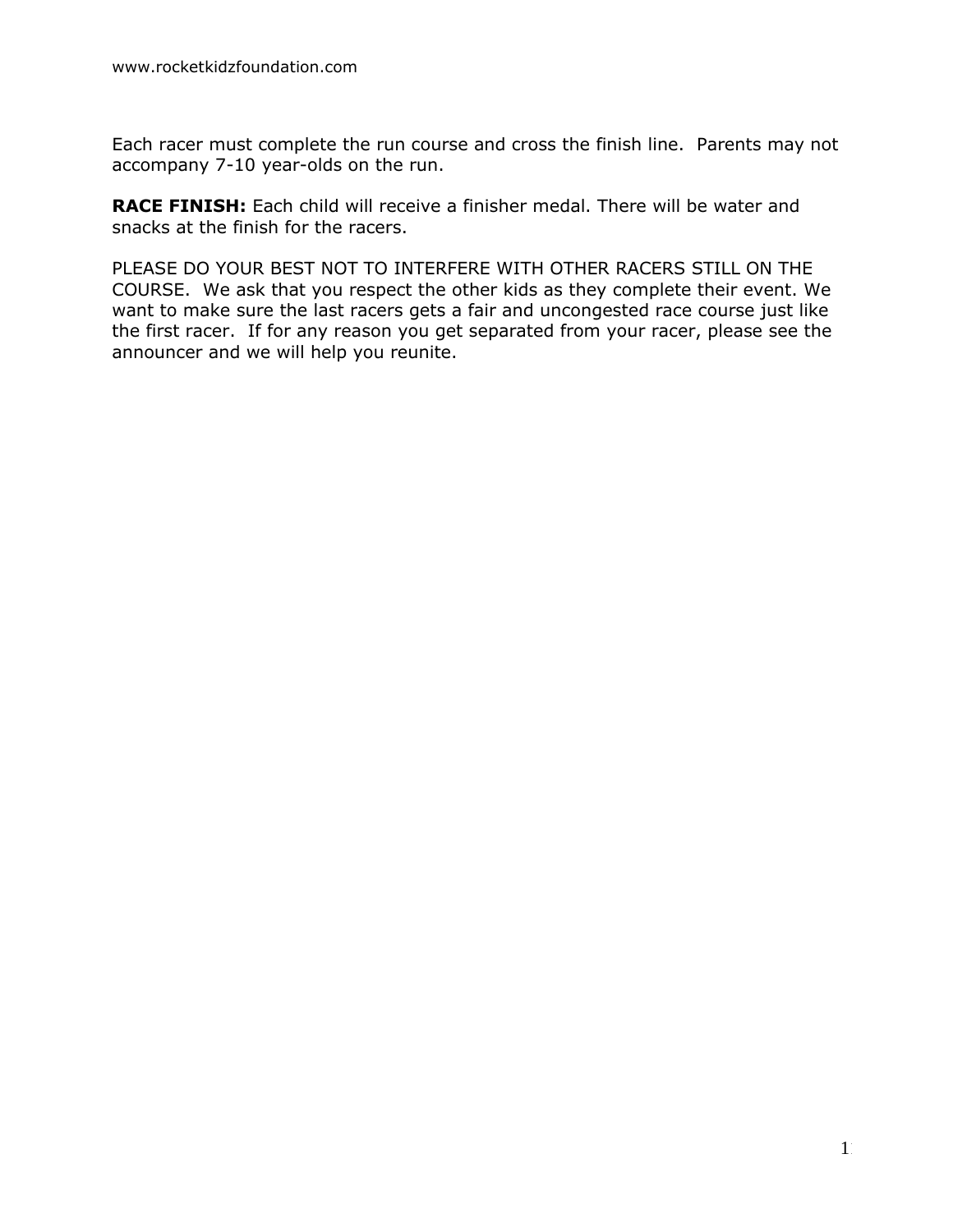Each racer must complete the run course and cross the finish line. Parents may not accompany 7-10 year-olds on the run.

**RACE FINISH:** Each child will receive a finisher medal. There will be water and snacks at the finish for the racers.

PLEASE DO YOUR BEST NOT TO INTERFERE WITH OTHER RACERS STILL ON THE COURSE. We ask that you respect the other kids as they complete their event. We want to make sure the last racers gets a fair and uncongested race course just like the first racer. If for any reason you get separated from your racer, please see the announcer and we will help you reunite.